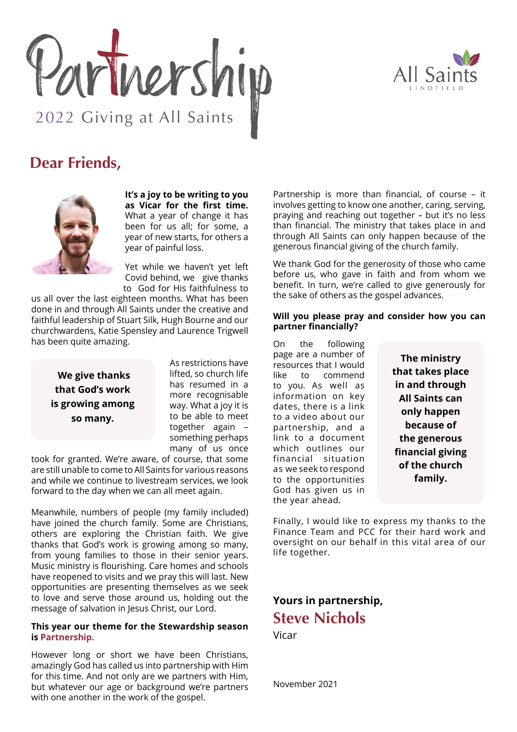# Partnership

2022 Giving at All Saints

All Saints LINDFIELD

## Dear Friends,

**It's a joy to be writing to you as Vicar for the first time.** What a year of change it has been for us all; for some, a year of new starts, for others a year of painful loss.

Yet while we haven't yet left Covid behind, we give thanks to God for His faithfulness to us all over the last eighteen months. What has been done in and through All Saints under the creative and faithful leadership of Stuart Silk, Hugh Bourne and our churchwardens, Katie Spensley and Laurence Trigwell has been quite amazing.

> **We give thanks that God's work is growing among so many.**

As restrictions have lifted, so church life has resumed in a more recognisable way. What a joy it is to be able to meet together again – something perhaps many of us once took for granted. We're aware, of course, that some are still unable to come to All Saints for various reasons and while we continue to livestream services, we look forward to the day when we can all meet again.

Meanwhile, numbers of people (my family included) have joined the church family. Some are Christians, others are exploring the Christian faith. We give thanks that God's work is growing among so many, from young families to those in their senior years. Music ministry is flourishing. Care homes and schools have reopened to visits and we pray this will last. New opportunities are presenting themselves as we seek to love and serve those around us, holding out the message of salvation in Jesus Christ, our Lord.

**This year our theme for the Stewardship season is Partnership.**

However long or short we have been Christians, amazingly God has called us into partnership with Him for this time. And not only are we partners with Him, but whatever our age or background we're partners with one another in the work of the gospel.

Partnership is more than financial, of course – it involves getting to know one another, caring, serving, praying and reaching out together – but it's no less than financial. The ministry that takes place in and through All Saints can only happen because of the generous financial giving of the church family.

We thank God for the generosity of those who came before us, who gave in faith and from whom we benefit. In turn, we're called to give generously for the sake of others as the gospel advances.

**Will you please pray and consider how you can partner financially?**

On the following page are a number of resources that I would like to commend to you. As well as information on key dates, there is a link to a video about our partnership, and a link to a document which outlines our financial situation as we seek to respond to the opportunities God has given us in the year ahead.

> **The ministry that takes place in and through All Saints can only happen because of the generous financial giving of the church family.**

Finally, I would like to express my thanks to the Finance Team and PCC for their hard work and oversight on our behalf in this vital area of our life together.

**Yours in partnership,**

**Steve Nichols**

Vicar

November 2021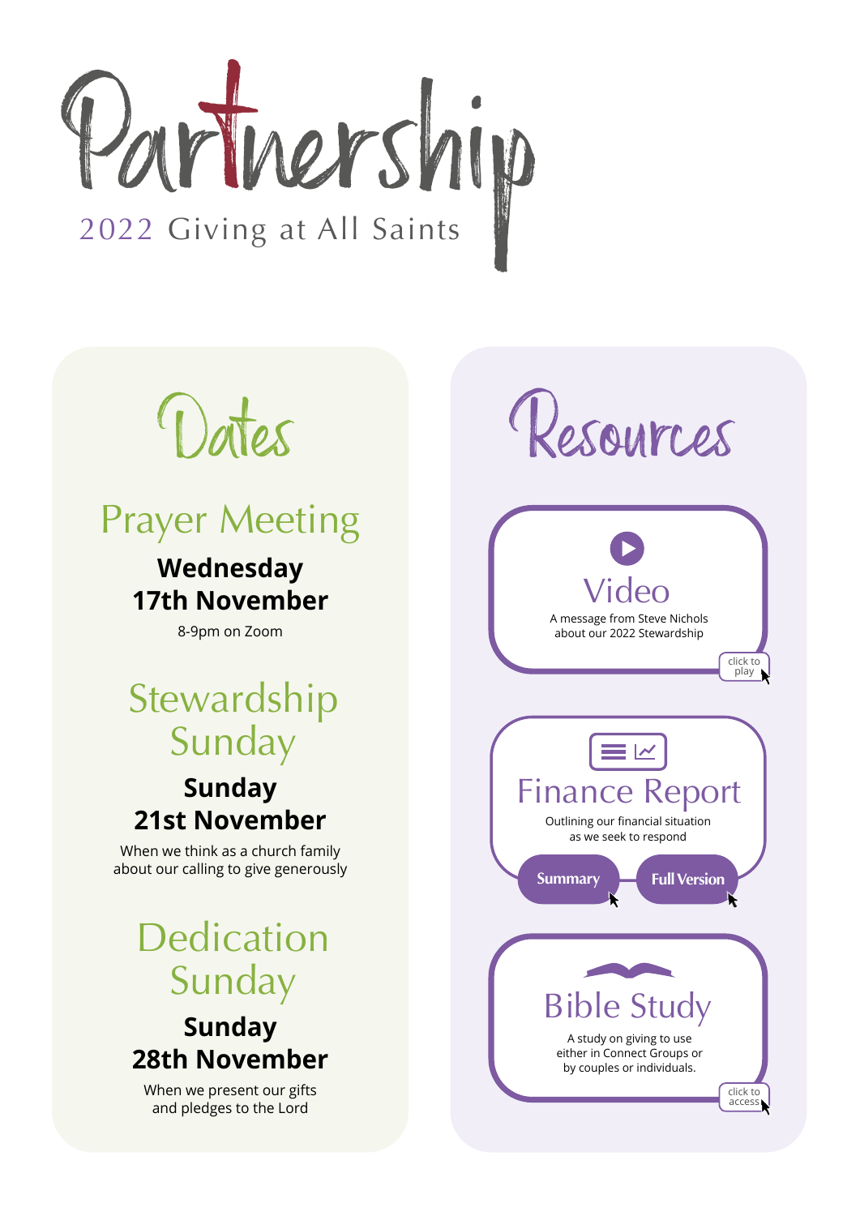# Partnership

2022 Giving at All Saints

## Dates

### Prayer Meeting

**Wednesday**
**17th November**

8-9pm on Zoom

### Stewardship Sunday

**Sunday**
**21st November**

When we think as a church family about our calling to give generously

### Dedication Sunday

**Sunday**
**28th November**

When we present our gifts and pledges to the Lord

## Resources

### Video

A message from Steve Nichols about our 2022 Stewardship

click to play

### Finance Report

Outlining our financial situation as we seek to respond

Summary

Full Version

### Bible Study

A study on giving to use either in Connect Groups or by couples or individuals.

click to access